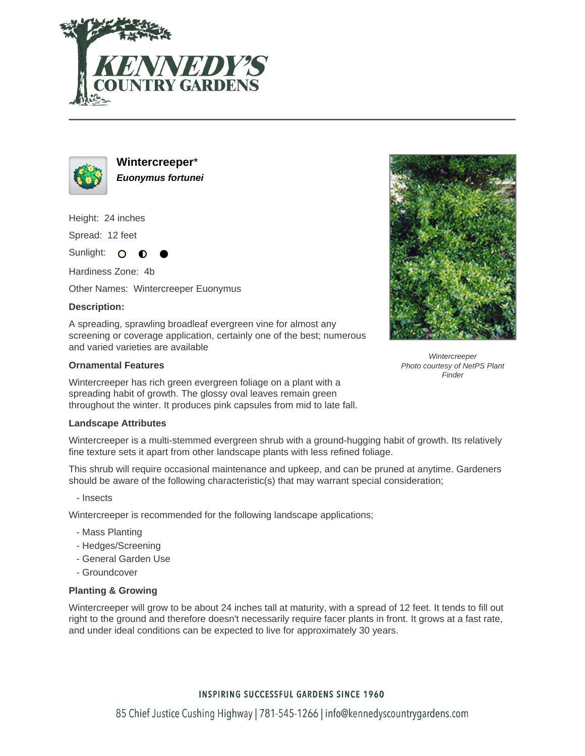# Wintercreeper*

***Euonymus fortunei***

Height: 24 inches

Spread: 12 feet

Sunlight: ○ ◐ ●

Hardiness Zone: 4b

Other Names: Wintercreeper Euonymus

### Description:

A spreading, sprawling broadleaf evergreen vine for almost any screening or coverage application, certainly one of the best; numerous and varied varieties are available

*Wintercreeper*
*Photo courtesy of NetPS Plant Finder*

### Ornamental Features

Wintercreeper has rich green evergreen foliage on a plant with a spreading habit of growth. The glossy oval leaves remain green throughout the winter. It produces pink capsules from mid to late fall.

### Landscape Attributes

Wintercreeper is a multi-stemmed evergreen shrub with a ground-hugging habit of growth. Its relatively fine texture sets it apart from other landscape plants with less refined foliage.

This shrub will require occasional maintenance and upkeep, and can be pruned at anytime. Gardeners should be aware of the following characteristic(s) that may warrant special consideration;

- Insects

Wintercreeper is recommended for the following landscape applications;

- Mass Planting
- Hedges/Screening
- General Garden Use
- Groundcover

### Planting & Growing

Wintercreeper will grow to be about 24 inches tall at maturity, with a spread of 12 feet. It tends to fill out right to the ground and therefore doesn't necessarily require facer plants in front. It grows at a fast rate, and under ideal conditions can be expected to live for approximately 30 years.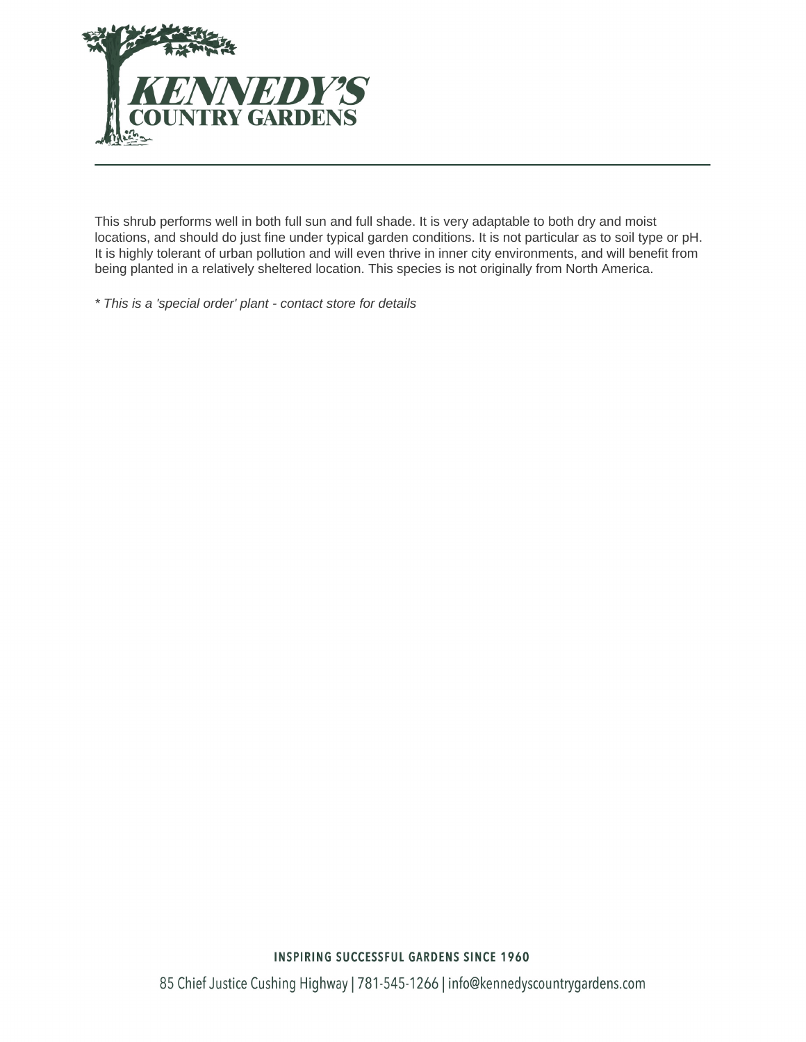This shrub performs well in both full sun and full shade. It is very adaptable to both dry and moist locations, and should do just fine under typical garden conditions. It is not particular as to soil type or pH. It is highly tolerant of urban pollution and will even thrive in inner city environments, and will benefit from being planted in a relatively sheltered location. This species is not originally from North America.

*\* This is a 'special order' plant - contact store for details*